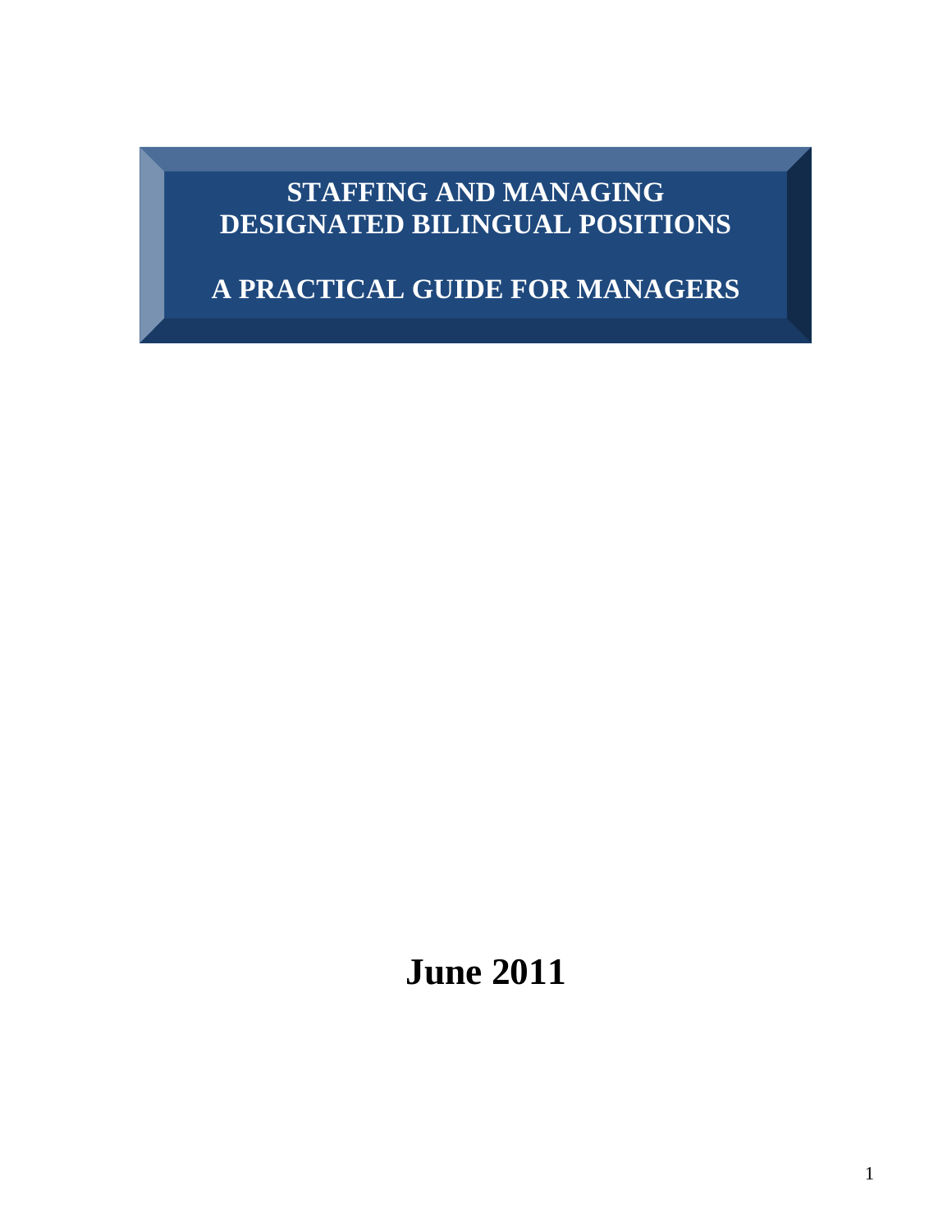# STAFFING AND MANAGING DESIGNATED BILINGUAL POSITIONS

## A PRACTICAL GUIDE FOR MANAGERS

**June 2011**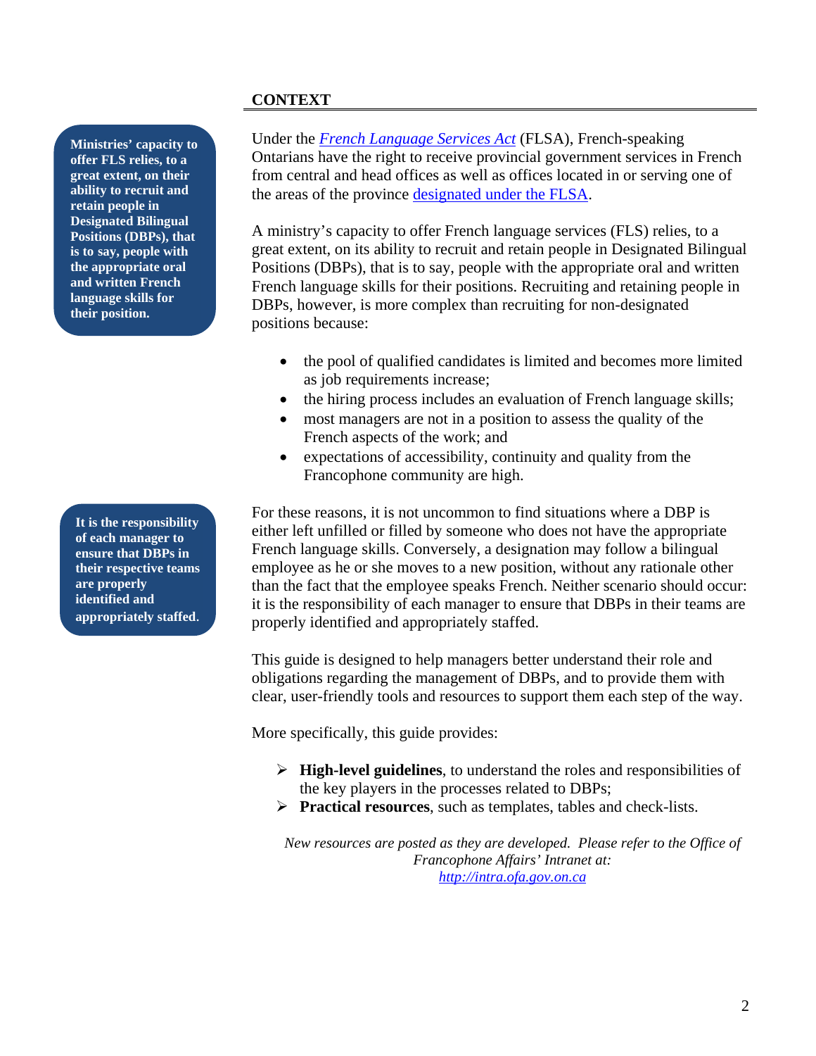## CONTEXT

> **Ministries' capacity to offer FLS relies, to a great extent, on their ability to recruit and retain people in Designated Bilingual Positions (DBPs), that is to say, people with the appropriate oral and written French language skills for their position.**

Under the *French Language Services Act* (FLSA), French-speaking Ontarians have the right to receive provincial government services in French from central and head offices as well as offices located in or serving one of the areas of the province designated under the FLSA.

A ministry's capacity to offer French language services (FLS) relies, to a great extent, on its ability to recruit and retain people in Designated Bilingual Positions (DBPs), that is to say, people with the appropriate oral and written French language skills for their positions. Recruiting and retaining people in DBPs, however, is more complex than recruiting for non-designated positions because:

- the pool of qualified candidates is limited and becomes more limited as job requirements increase;
- the hiring process includes an evaluation of French language skills;
- most managers are not in a position to assess the quality of the French aspects of the work; and
- expectations of accessibility, continuity and quality from the Francophone community are high.

> **It is the responsibility of each manager to ensure that DBPs in their respective teams are properly identified and appropriately staffed.**

For these reasons, it is not uncommon to find situations where a DBP is either left unfilled or filled by someone who does not have the appropriate French language skills. Conversely, a designation may follow a bilingual employee as he or she moves to a new position, without any rationale other than the fact that the employee speaks French. Neither scenario should occur: it is the responsibility of each manager to ensure that DBPs in their teams are properly identified and appropriately staffed.

This guide is designed to help managers better understand their role and obligations regarding the management of DBPs, and to provide them with clear, user-friendly tools and resources to support them each step of the way.

More specifically, this guide provides:

- **High-level guidelines**, to understand the roles and responsibilities of the key players in the processes related to DBPs;
- **Practical resources**, such as templates, tables and check-lists.

*New resources are posted as they are developed. Please refer to the Office of Francophone Affairs' Intranet at:*
*http://intra.ofa.gov.on.ca*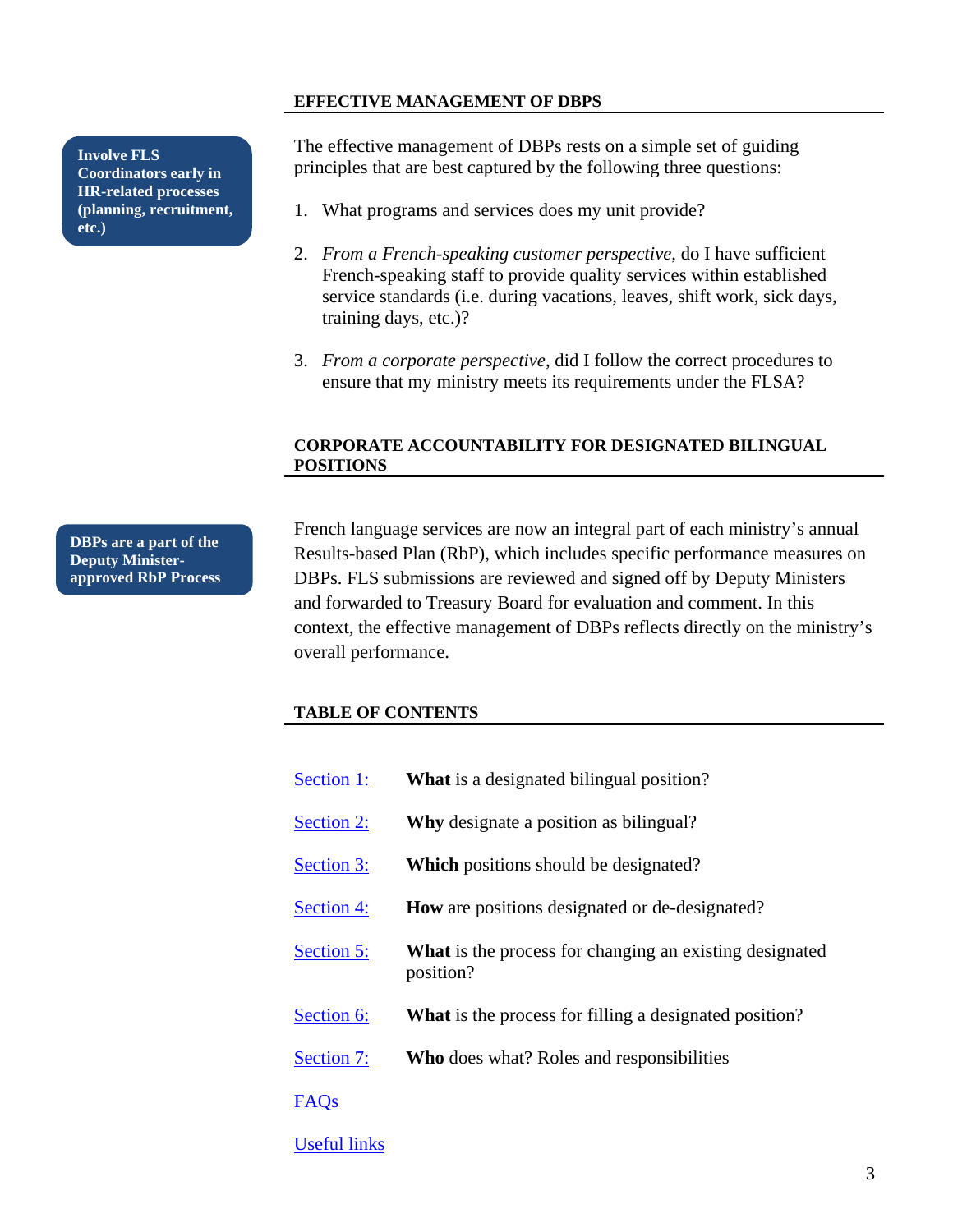## EFFECTIVE MANAGEMENT OF DBPS

**Involve FLS Coordinators early in HR-related processes (planning, recruitment, etc.)**

The effective management of DBPs rests on a simple set of guiding principles that are best captured by the following three questions:

1. What programs and services does my unit provide?
2. *From a French-speaking customer perspective*, do I have sufficient French-speaking staff to provide quality services within established service standards (i.e. during vacations, leaves, shift work, sick days, training days, etc.)?
3. *From a corporate perspective*, did I follow the correct procedures to ensure that my ministry meets its requirements under the FLSA?

## CORPORATE ACCOUNTABILITY FOR DESIGNATED BILINGUAL POSITIONS

**DBPs are a part of the Deputy Minister-approved RbP Process**

French language services are now an integral part of each ministry's annual Results-based Plan (RbP), which includes specific performance measures on DBPs. FLS submissions are reviewed and signed off by Deputy Ministers and forwarded to Treasury Board for evaluation and comment. In this context, the effective management of DBPs reflects directly on the ministry's overall performance.

## TABLE OF CONTENTS

| | |
|---|---|
| Section 1: | **What** is a designated bilingual position? |
| Section 2: | **Why** designate a position as bilingual? |
| Section 3: | **Which** positions should be designated? |
| Section 4: | **How** are positions designated or de-designated? |
| Section 5: | **What** is the process for changing an existing designated position? |
| Section 6: | **What** is the process for filling a designated position? |
| Section 7: | **Who** does what? Roles and responsibilities |
| FAQs | |
| Useful links | |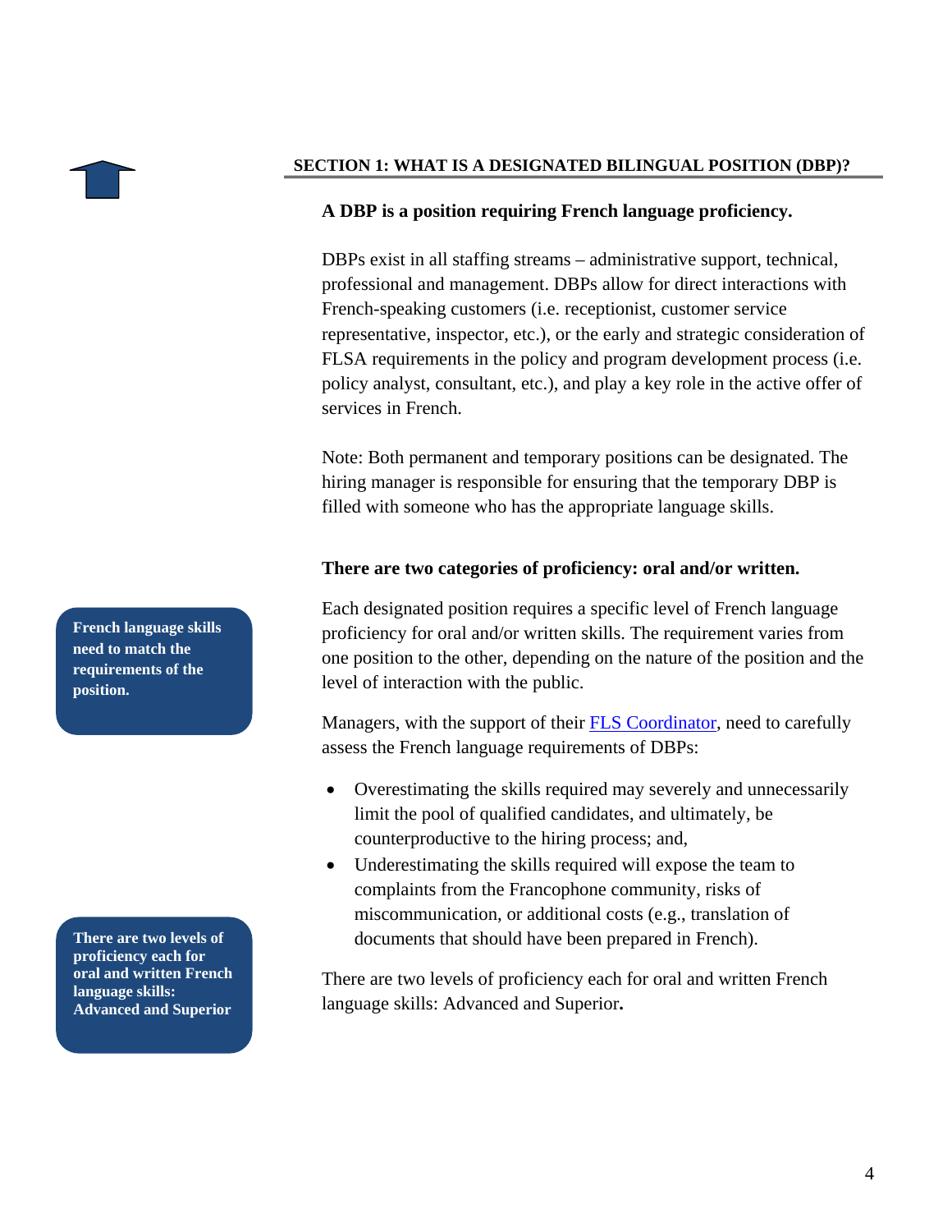## SECTION 1: WHAT IS A DESIGNATED BILINGUAL POSITION (DBP)?

**A DBP is a position requiring French language proficiency.**

DBPs exist in all staffing streams – administrative support, technical, professional and management. DBPs allow for direct interactions with French-speaking customers (i.e. receptionist, customer service representative, inspector, etc.), or the early and strategic consideration of FLSA requirements in the policy and program development process (i.e. policy analyst, consultant, etc.), and play a key role in the active offer of services in French.

Note: Both permanent and temporary positions can be designated. The hiring manager is responsible for ensuring that the temporary DBP is filled with someone who has the appropriate language skills.

**There are two categories of proficiency: oral and/or written.**

**French language skills need to match the requirements of the position.**

Each designated position requires a specific level of French language proficiency for oral and/or written skills. The requirement varies from one position to the other, depending on the nature of the position and the level of interaction with the public.

Managers, with the support of their [FLS Coordinator](), need to carefully assess the French language requirements of DBPs:

- Overestimating the skills required may severely and unnecessarily limit the pool of qualified candidates, and ultimately, be counterproductive to the hiring process; and,
- Underestimating the skills required will expose the team to complaints from the Francophone community, risks of miscommunication, or additional costs (e.g., translation of documents that should have been prepared in French).

**There are two levels of proficiency each for oral and written French language skills: Advanced and Superior**

There are two levels of proficiency each for oral and written French language skills: Advanced and Superior**.**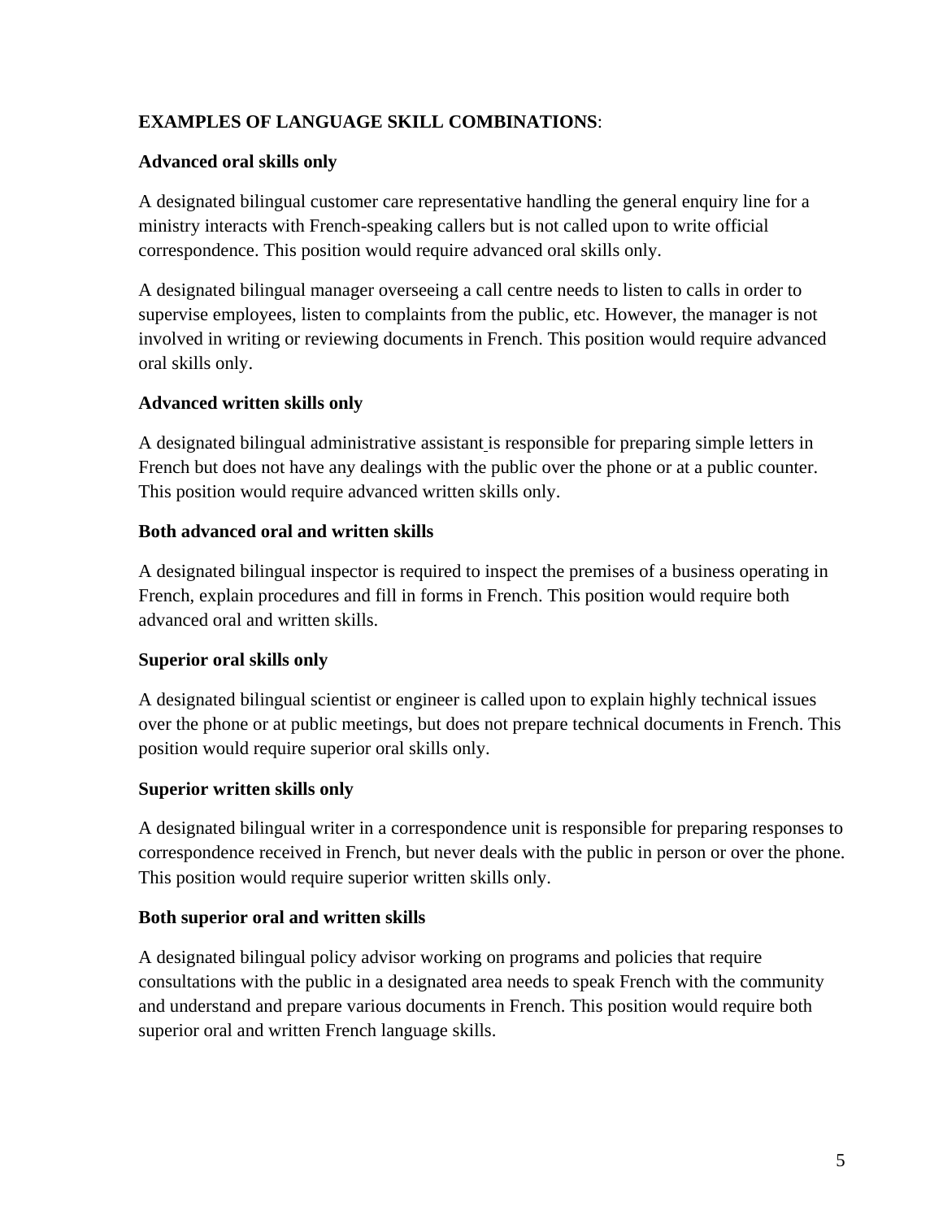**EXAMPLES OF LANGUAGE SKILL COMBINATIONS**:

**Advanced oral skills only**

A designated bilingual customer care representative handling the general enquiry line for a ministry interacts with French-speaking callers but is not called upon to write official correspondence. This position would require advanced oral skills only.

A designated bilingual manager overseeing a call centre needs to listen to calls in order to supervise employees, listen to complaints from the public, etc. However, the manager is not involved in writing or reviewing documents in French. This position would require advanced oral skills only.

**Advanced written skills only**

A designated bilingual administrative assistant is responsible for preparing simple letters in French but does not have any dealings with the public over the phone or at a public counter. This position would require advanced written skills only.

**Both advanced oral and written skills**

A designated bilingual inspector is required to inspect the premises of a business operating in French, explain procedures and fill in forms in French. This position would require both advanced oral and written skills.

**Superior oral skills only**

A designated bilingual scientist or engineer is called upon to explain highly technical issues over the phone or at public meetings, but does not prepare technical documents in French. This position would require superior oral skills only.

**Superior written skills only**

A designated bilingual writer in a correspondence unit is responsible for preparing responses to correspondence received in French, but never deals with the public in person or over the phone. This position would require superior written skills only.

**Both superior oral and written skills**

A designated bilingual policy advisor working on programs and policies that require consultations with the public in a designated area needs to speak French with the community and understand and prepare various documents in French. This position would require both superior oral and written French language skills.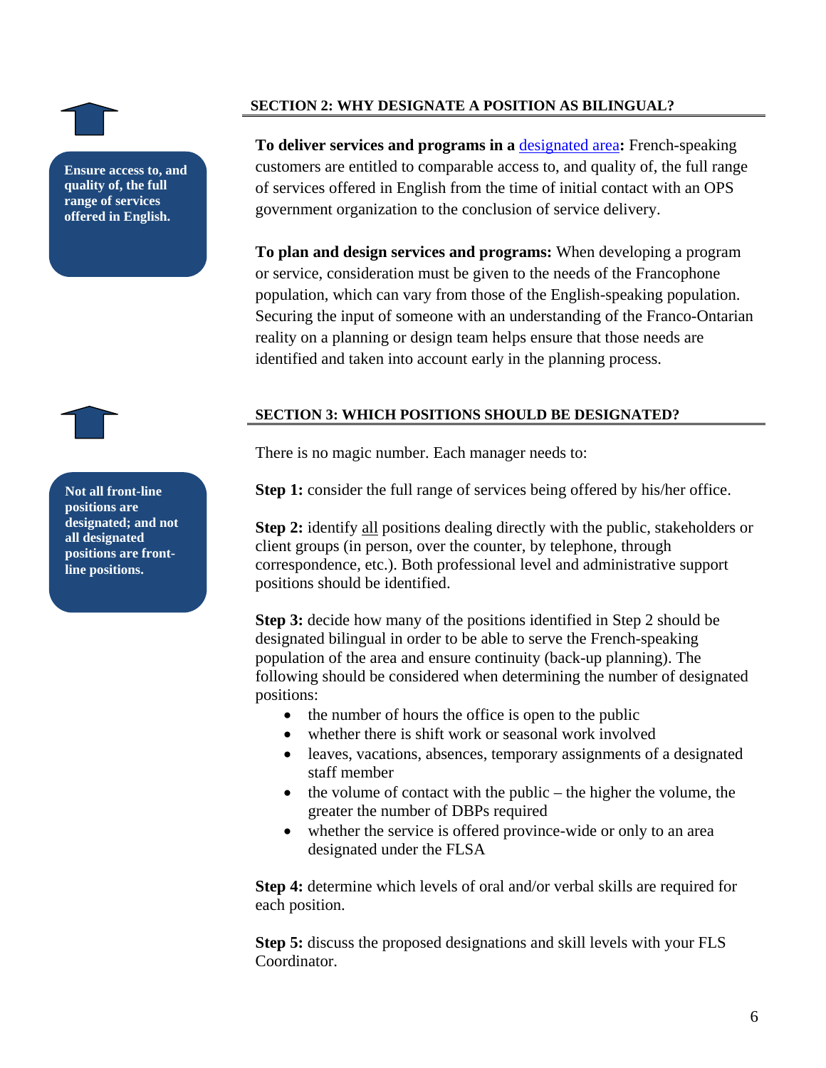## SECTION 2: WHY DESIGNATE A POSITION AS BILINGUAL?

**Ensure access to, and quality of, the full range of services offered in English.**

**To deliver services and programs in a designated area:** French-speaking customers are entitled to comparable access to, and quality of, the full range of services offered in English from the time of initial contact with an OPS government organization to the conclusion of service delivery.

**To plan and design services and programs:** When developing a program or service, consideration must be given to the needs of the Francophone population, which can vary from those of the English-speaking population. Securing the input of someone with an understanding of the Franco-Ontarian reality on a planning or design team helps ensure that those needs are identified and taken into account early in the planning process.

## SECTION 3: WHICH POSITIONS SHOULD BE DESIGNATED?

**Not all front-line positions are designated; and not all designated positions are front-line positions.**

There is no magic number. Each manager needs to:

**Step 1:** consider the full range of services being offered by his/her office.

**Step 2:** identify all positions dealing directly with the public, stakeholders or client groups (in person, over the counter, by telephone, through correspondence, etc.). Both professional level and administrative support positions should be identified.

**Step 3:** decide how many of the positions identified in Step 2 should be designated bilingual in order to be able to serve the French-speaking population of the area and ensure continuity (back-up planning). The following should be considered when determining the number of designated positions:

- the number of hours the office is open to the public
- whether there is shift work or seasonal work involved
- leaves, vacations, absences, temporary assignments of a designated staff member
- the volume of contact with the public – the higher the volume, the greater the number of DBPs required
- whether the service is offered province-wide or only to an area designated under the FLSA

**Step 4:** determine which levels of oral and/or verbal skills are required for each position.

**Step 5:** discuss the proposed designations and skill levels with your FLS Coordinator.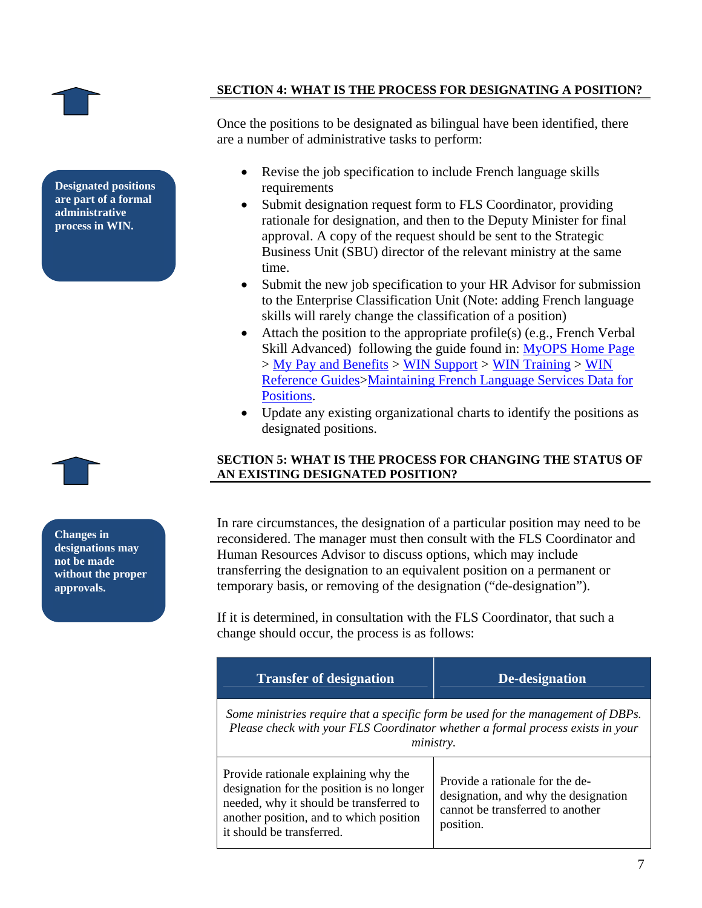## SECTION 4: WHAT IS THE PROCESS FOR DESIGNATING A POSITION?

**Designated positions are part of a formal administrative process in WIN.**

Once the positions to be designated as bilingual have been identified, there are a number of administrative tasks to perform:

- Revise the job specification to include French language skills requirements
- Submit designation request form to FLS Coordinator, providing rationale for designation, and then to the Deputy Minister for final approval. A copy of the request should be sent to the Strategic Business Unit (SBU) director of the relevant ministry at the same time.
- Submit the new job specification to your HR Advisor for submission to the Enterprise Classification Unit (Note: adding French language skills will rarely change the classification of a position)
- Attach the position to the appropriate profile(s) (e.g., French Verbal Skill Advanced) following the guide found in: MyOPS Home Page > My Pay and Benefits > WIN Support > WIN Training > WIN Reference Guides>Maintaining French Language Services Data for Positions.
- Update any existing organizational charts to identify the positions as designated positions.

## SECTION 5: WHAT IS THE PROCESS FOR CHANGING THE STATUS OF AN EXISTING DESIGNATED POSITION?

**Changes in designations may not be made without the proper approvals.**

In rare circumstances, the designation of a particular position may need to be reconsidered. The manager must then consult with the FLS Coordinator and Human Resources Advisor to discuss options, which may include transferring the designation to an equivalent position on a permanent or temporary basis, or removing of the designation ("de-designation").

If it is determined, in consultation with the FLS Coordinator, that such a change should occur, the process is as follows:

| Transfer of designation | De-designation |
|---|---|
| *Some ministries require that a specific form be used for the management of DBPs. Please check with your FLS Coordinator whether a formal process exists in your ministry.* | |
| Provide rationale explaining why the designation for the position is no longer needed, why it should be transferred to another position, and to which position it should be transferred. | Provide a rationale for the de-designation, and why the designation cannot be transferred to another position. |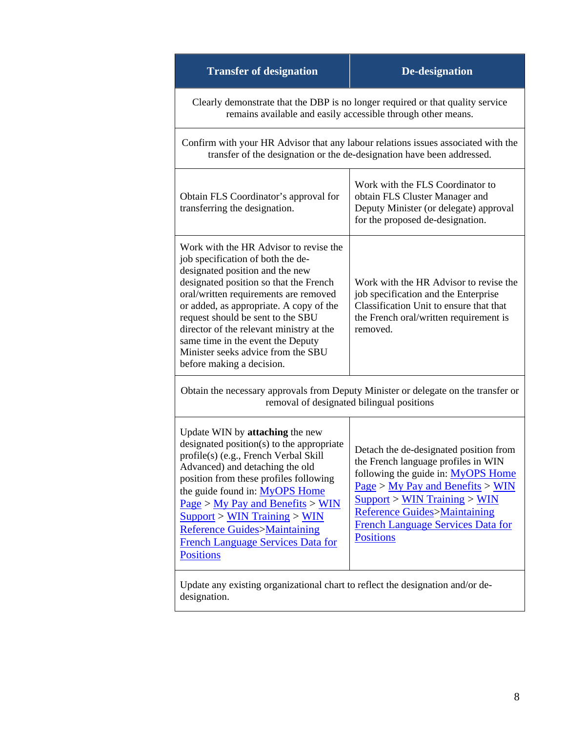| Transfer of designation | De-designation |
|---|---|
| Clearly demonstrate that the DBP is no longer required or that quality service remains available and easily accessible through other means. | |
| Confirm with your HR Advisor that any labour relations issues associated with the transfer of the designation or the de-designation have been addressed. | |
| Obtain FLS Coordinator's approval for transferring the designation. | Work with the FLS Coordinator to obtain FLS Cluster Manager and Deputy Minister (or delegate) approval for the proposed de-designation. |
| Work with the HR Advisor to revise the job specification of both the de-designated position and the new designated position so that the French oral/written requirements are removed or added, as appropriate. A copy of the request should be sent to the SBU director of the relevant ministry at the same time in the event the Deputy Minister seeks advice from the SBU before making a decision. | Work with the HR Advisor to revise the job specification and the Enterprise Classification Unit to ensure that that the French oral/written requirement is removed. |
| Obtain the necessary approvals from Deputy Minister or delegate on the transfer or removal of designated bilingual positions | |
| Update WIN by **attaching** the new designated position(s) to the appropriate profile(s) (e.g., French Verbal Skill Advanced) and detaching the old position from these profiles following the guide found in: MyOPS Home Page > My Pay and Benefits > WIN Support > WIN Training > WIN Reference Guides>Maintaining French Language Services Data for Positions | Detach the de-designated position from the French language profiles in WIN following the guide in: MyOPS Home Page > My Pay and Benefits > WIN Support > WIN Training > WIN Reference Guides>Maintaining French Language Services Data for Positions |
| Update any existing organizational chart to reflect the designation and/or de-designation. | |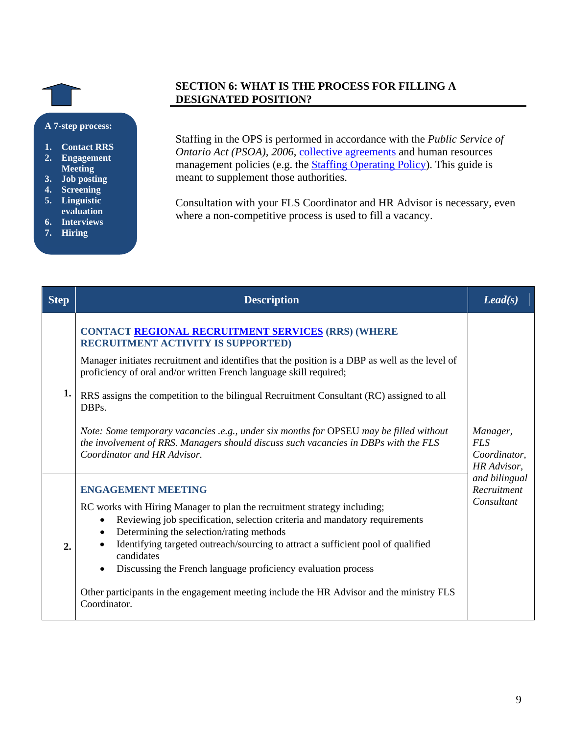**A 7-step process:**

1. **Contact RRS**
2. **Engagement Meeting**
3. **Job posting**
4. **Screening**
5. **Linguistic evaluation**
6. **Interviews**
7. **Hiring**

## SECTION 6: WHAT IS THE PROCESS FOR FILLING A DESIGNATED POSITION?

Staffing in the OPS is performed in accordance with the *Public Service of Ontario Act (PSOA), 2006*, collective agreements and human resources management policies (e.g. the Staffing Operating Policy). This guide is meant to supplement those authorities.

Consultation with your FLS Coordinator and HR Advisor is necessary, even where a non-competitive process is used to fill a vacancy.

| Step | Description | *Lead(s)* |
|---|---|---|
| **1.** | **CONTACT REGIONAL RECRUITMENT SERVICES (RRS) (WHERE RECRUITMENT ACTIVITY IS SUPPORTED)**<br><br>Manager initiates recruitment and identifies that the position is a DBP as well as the level of proficiency of oral and/or written French language skill required;<br><br>RRS assigns the competition to the bilingual Recruitment Consultant (RC) assigned to all DBPs.<br><br>*Note: Some temporary vacancies .e.g., under six months for* OPSEU *may be filled without the involvement of RRS. Managers should discuss such vacancies in DBPs with the FLS Coordinator and HR Advisor.* | *Manager, FLS Coordinator, HR Advisor, and bilingual Recruitment Consultant* |
| **2.** | **ENGAGEMENT MEETING**<br><br>RC works with Hiring Manager to plan the recruitment strategy including;<br>• Reviewing job specification, selection criteria and mandatory requirements<br>• Determining the selection/rating methods<br>• Identifying targeted outreach/sourcing to attract a sufficient pool of qualified candidates<br>• Discussing the French language proficiency evaluation process<br><br>Other participants in the engagement meeting include the HR Advisor and the ministry FLS Coordinator. | |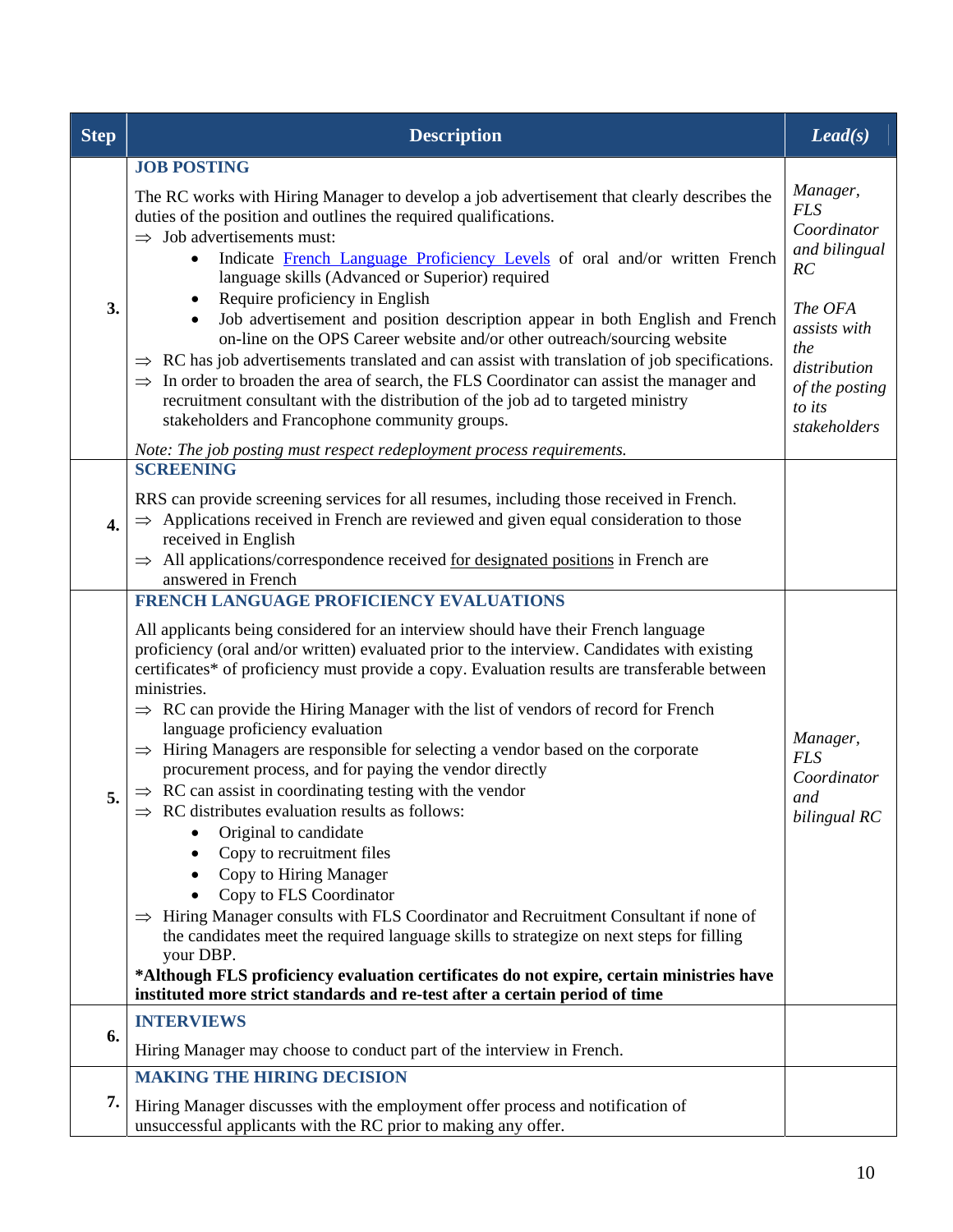| Step | Description | *Lead(s)* |
|---|---|---|
| **3.** | **JOB POSTING**<br><br>The RC works with Hiring Manager to develop a job advertisement that clearly describes the duties of the position and outlines the required qualifications.<br>⇒ Job advertisements must:<br>• Indicate French Language Proficiency Levels of oral and/or written French language skills (Advanced or Superior) required<br>• Require proficiency in English<br>• Job advertisement and position description appear in both English and French on-line on the OPS Career website and/or other outreach/sourcing website<br>⇒ RC has job advertisements translated and can assist with translation of job specifications.<br>⇒ In order to broaden the area of search, the FLS Coordinator can assist the manager and recruitment consultant with the distribution of the job ad to targeted ministry stakeholders and Francophone community groups.<br><br>*Note: The job posting must respect redeployment process requirements.* | *Manager, FLS Coordinator and bilingual RC*<br><br>*The OFA assists with the distribution of the posting to its stakeholders* |
| **4.** | **SCREENING**<br><br>RRS can provide screening services for all resumes, including those received in French.<br>⇒ Applications received in French are reviewed and given equal consideration to those received in English<br>⇒ All applications/correspondence received <u>for designated positions</u> in French are answered in French | |
| **5.** | **FRENCH LANGUAGE PROFICIENCY EVALUATIONS**<br><br>All applicants being considered for an interview should have their French language proficiency (oral and/or written) evaluated prior to the interview. Candidates with existing certificates* of proficiency must provide a copy. Evaluation results are transferable between ministries.<br>⇒ RC can provide the Hiring Manager with the list of vendors of record for French language proficiency evaluation<br>⇒ Hiring Managers are responsible for selecting a vendor based on the corporate procurement process, and for paying the vendor directly<br>⇒ RC can assist in coordinating testing with the vendor<br>⇒ RC distributes evaluation results as follows:<br>• Original to candidate<br>• Copy to recruitment files<br>• Copy to Hiring Manager<br>• Copy to FLS Coordinator<br>⇒ Hiring Manager consults with FLS Coordinator and Recruitment Consultant if none of the candidates meet the required language skills to strategize on next steps for filling your DBP.<br>**\*Although FLS proficiency evaluation certificates do not expire, certain ministries have instituted more strict standards and re-test after a certain period of time** | *Manager, FLS Coordinator and bilingual RC* |
| **6.** | **INTERVIEWS**<br><br>Hiring Manager may choose to conduct part of the interview in French. | |
| **7.** | **MAKING THE HIRING DECISION**<br><br>Hiring Manager discusses with the employment offer process and notification of unsuccessful applicants with the RC prior to making any offer. | |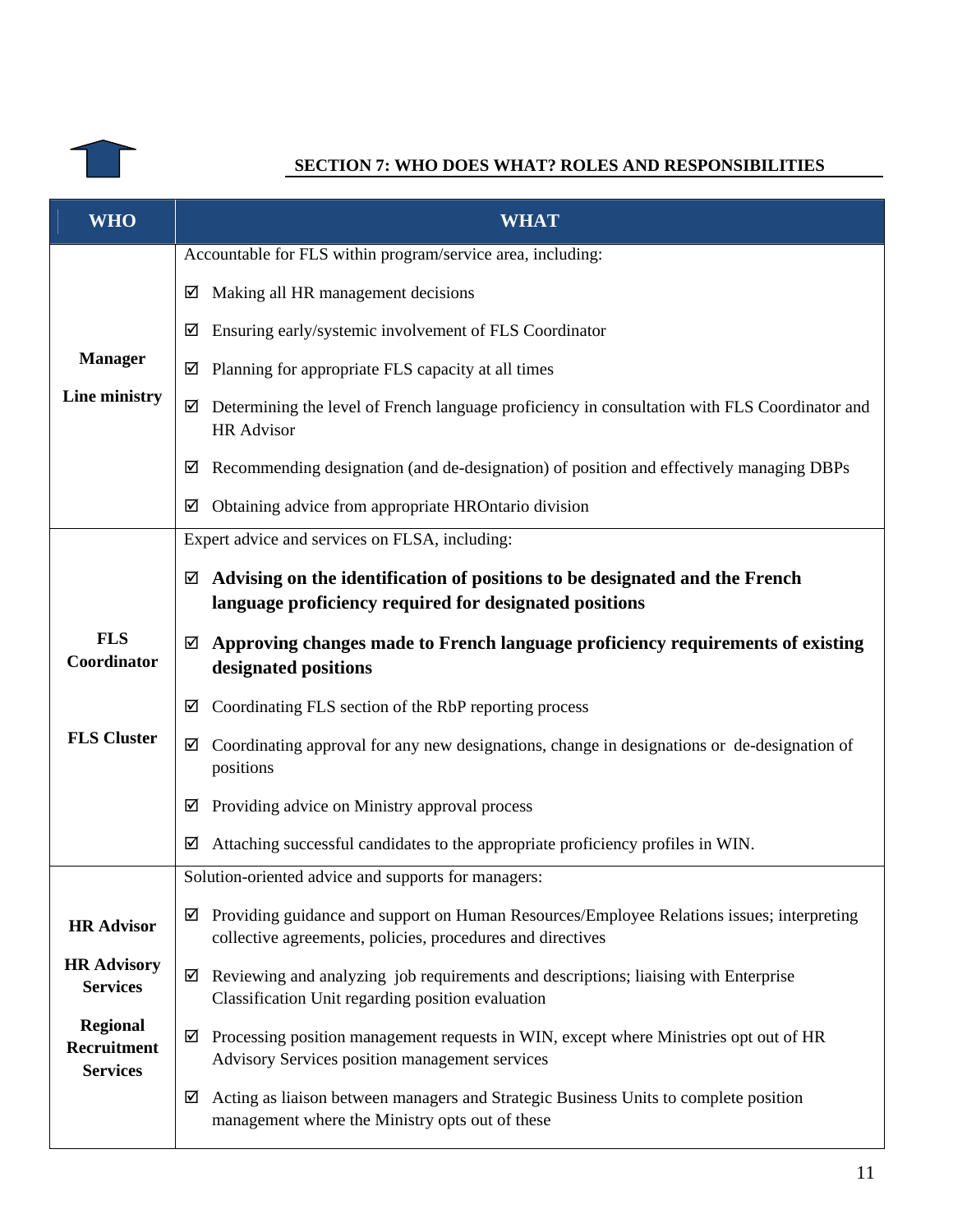## SECTION 7: WHO DOES WHAT? ROLES AND RESPONSIBILITIES

| WHO | WHAT |
|---|---|
| **Manager**<br><br>**Line ministry** | Accountable for FLS within program/service area, including:<br>☑ Making all HR management decisions<br>☑ Ensuring early/systemic involvement of FLS Coordinator<br>☑ Planning for appropriate FLS capacity at all times<br>☑ Determining the level of French language proficiency in consultation with FLS Coordinator and HR Advisor<br>☑ Recommending designation (and de-designation) of position and effectively managing DBPs<br>☑ Obtaining advice from appropriate HROntario division |
| **FLS Coordinator**<br><br>**FLS Cluster** | Expert advice and services on FLSA, including:<br>☑ **Advising on the identification of positions to be designated and the French language proficiency required for designated positions**<br>☑ **Approving changes made to French language proficiency requirements of existing designated positions**<br>☑ Coordinating FLS section of the RbP reporting process<br>☑ Coordinating approval for any new designations, change in designations or de-designation of positions<br>☑ Providing advice on Ministry approval process<br>☑ Attaching successful candidates to the appropriate proficiency profiles in WIN. |
| **HR Advisor**<br><br>**HR Advisory Services**<br><br>**Regional Recruitment Services** | Solution-oriented advice and supports for managers:<br>☑ Providing guidance and support on Human Resources/Employee Relations issues; interpreting collective agreements, policies, procedures and directives<br>☑ Reviewing and analyzing job requirements and descriptions; liaising with Enterprise Classification Unit regarding position evaluation<br>☑ Processing position management requests in WIN, except where Ministries opt out of HR Advisory Services position management services<br>☑ Acting as liaison between managers and Strategic Business Units to complete position management where the Ministry opts out of these |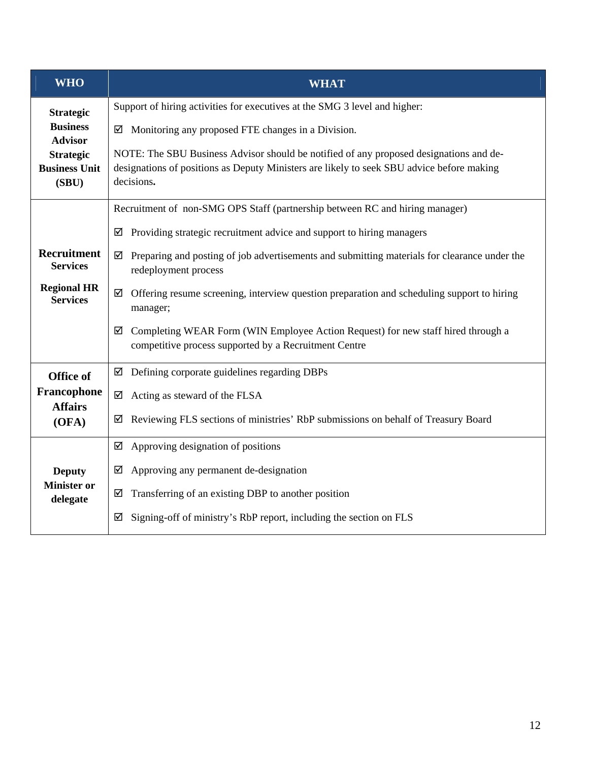| WHO | WHAT |
|---|---|
| **Strategic Business Advisor Strategic Business Unit (SBU)** | Support of hiring activities for executives at the SMG 3 level and higher:<br><br>☑ Monitoring any proposed FTE changes in a Division.<br><br>NOTE: The SBU Business Advisor should be notified of any proposed designations and de-designations of positions as Deputy Ministers are likely to seek SBU advice before making decisions**.** |
| **Recruitment Services**<br><br>**Regional HR Services** | Recruitment of non-SMG OPS Staff (partnership between RC and hiring manager)<br><br>☑ Providing strategic recruitment advice and support to hiring managers<br><br>☑ Preparing and posting of job advertisements and submitting materials for clearance under the redeployment process<br><br>☑ Offering resume screening, interview question preparation and scheduling support to hiring manager;<br><br>☑ Completing WEAR Form (WIN Employee Action Request) for new staff hired through a competitive process supported by a Recruitment Centre |
| **Office of Francophone Affairs (OFA)** | ☑ Defining corporate guidelines regarding DBPs<br><br>☑ Acting as steward of the FLSA<br><br>☑ Reviewing FLS sections of ministries' RbP submissions on behalf of Treasury Board |
| **Deputy Minister or delegate** | ☑ Approving designation of positions<br><br>☑ Approving any permanent de-designation<br><br>☑ Transferring of an existing DBP to another position<br><br>☑ Signing-off of ministry's RbP report, including the section on FLS |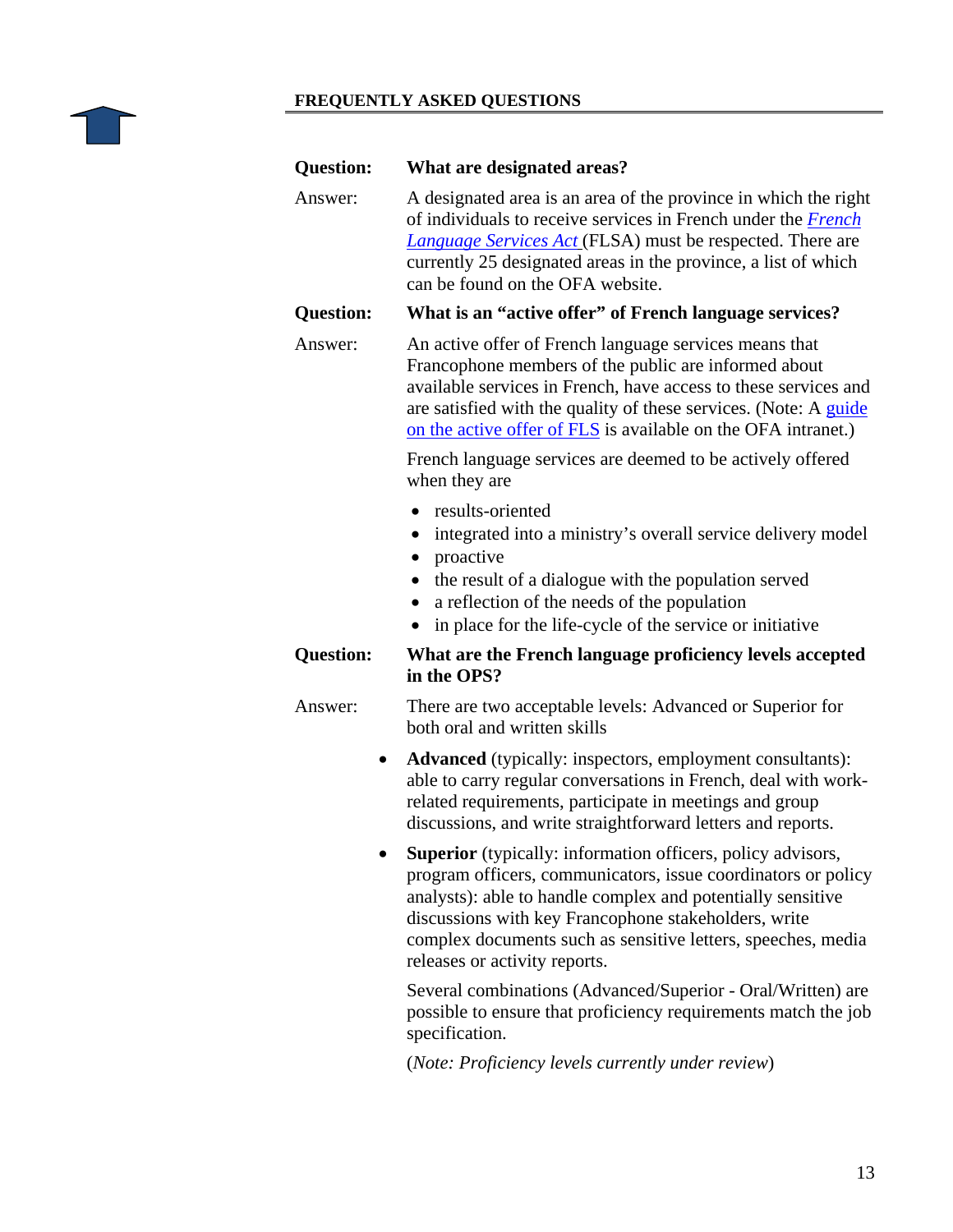## FREQUENTLY ASKED QUESTIONS

**Question:** **What are designated areas?**

Answer: A designated area is an area of the province in which the right of individuals to receive services in French under the *French Language Services Act* (FLSA) must be respected. There are currently 25 designated areas in the province, a list of which can be found on the OFA website.

**Question:** **What is an "active offer" of French language services?**

Answer: An active offer of French language services means that Francophone members of the public are informed about available services in French, have access to these services and are satisfied with the quality of these services. (Note: A guide on the active offer of FLS is available on the OFA intranet.)

French language services are deemed to be actively offered when they are

- results-oriented
- integrated into a ministry's overall service delivery model
- proactive
- the result of a dialogue with the population served
- a reflection of the needs of the population
- in place for the life-cycle of the service or initiative

**Question:** **What are the French language proficiency levels accepted in the OPS?**

Answer: There are two acceptable levels: Advanced or Superior for both oral and written skills

- **Advanced** (typically: inspectors, employment consultants): able to carry regular conversations in French, deal with work-related requirements, participate in meetings and group discussions, and write straightforward letters and reports.
- **Superior** (typically: information officers, policy advisors, program officers, communicators, issue coordinators or policy analysts): able to handle complex and potentially sensitive discussions with key Francophone stakeholders, write complex documents such as sensitive letters, speeches, media releases or activity reports.

Several combinations (Advanced/Superior - Oral/Written) are possible to ensure that proficiency requirements match the job specification.

(*Note: Proficiency levels currently under review*)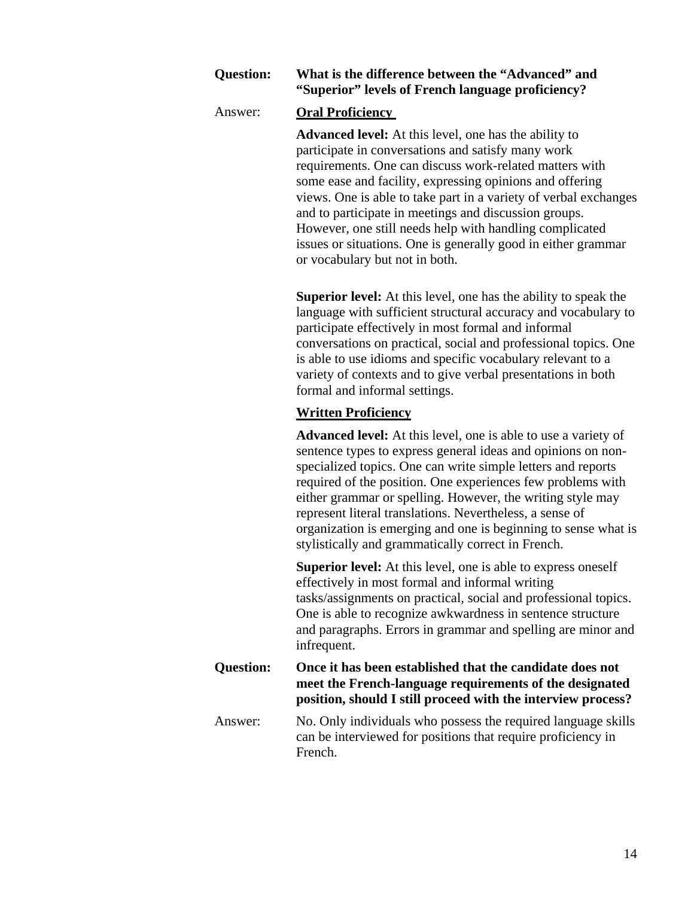**Question:** **What is the difference between the "Advanced" and "Superior" levels of French language proficiency?**

Answer: **Oral Proficiency**

**Advanced level:** At this level, one has the ability to participate in conversations and satisfy many work requirements. One can discuss work-related matters with some ease and facility, expressing opinions and offering views. One is able to take part in a variety of verbal exchanges and to participate in meetings and discussion groups. However, one still needs help with handling complicated issues or situations. One is generally good in either grammar or vocabulary but not in both.

**Superior level:** At this level, one has the ability to speak the language with sufficient structural accuracy and vocabulary to participate effectively in most formal and informal conversations on practical, social and professional topics. One is able to use idioms and specific vocabulary relevant to a variety of contexts and to give verbal presentations in both formal and informal settings.

**Written Proficiency**

**Advanced level:** At this level, one is able to use a variety of sentence types to express general ideas and opinions on non-specialized topics. One can write simple letters and reports required of the position. One experiences few problems with either grammar or spelling. However, the writing style may represent literal translations. Nevertheless, a sense of organization is emerging and one is beginning to sense what is stylistically and grammatically correct in French.

**Superior level:** At this level, one is able to express oneself effectively in most formal and informal writing tasks/assignments on practical, social and professional topics. One is able to recognize awkwardness in sentence structure and paragraphs. Errors in grammar and spelling are minor and infrequent.

**Question:** **Once it has been established that the candidate does not meet the French-language requirements of the designated position, should I still proceed with the interview process?**

Answer: No. Only individuals who possess the required language skills can be interviewed for positions that require proficiency in French.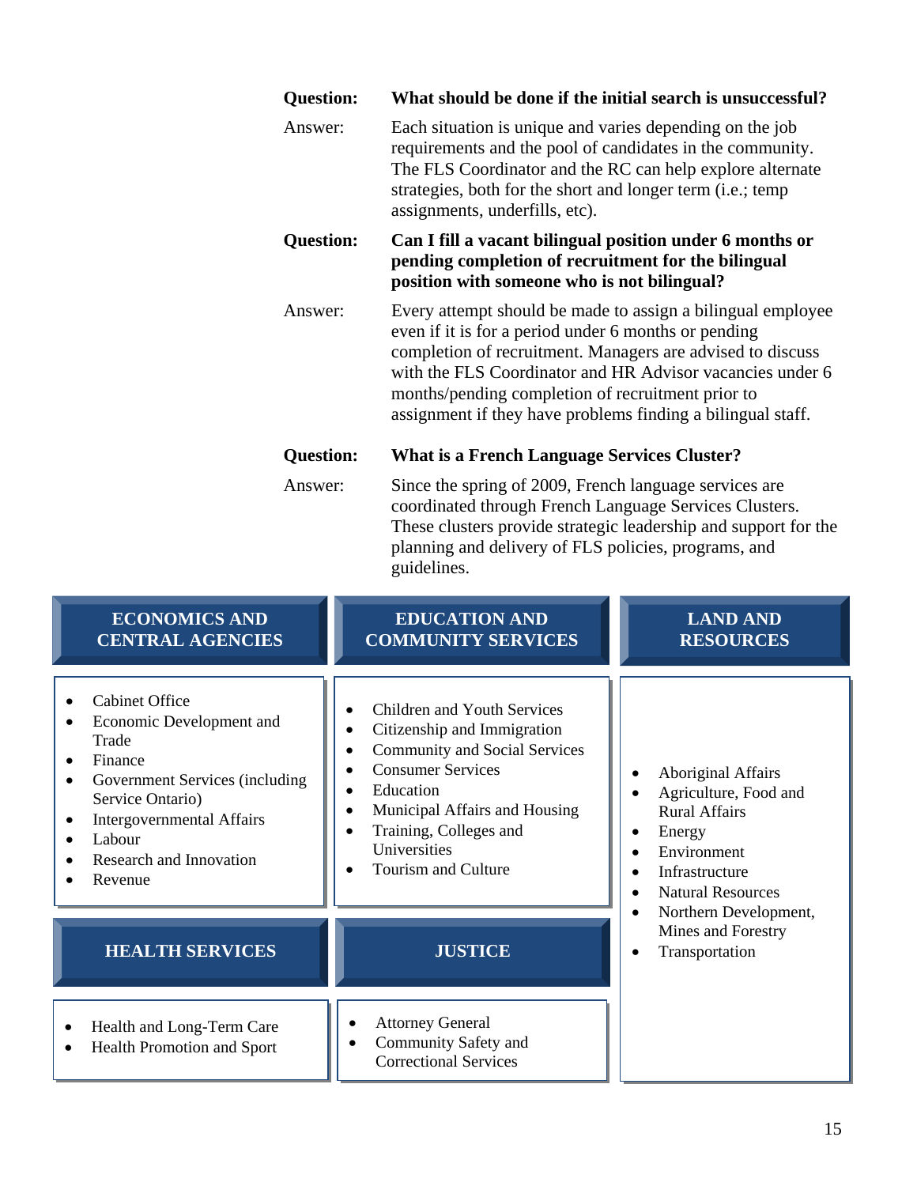**Question:** **What should be done if the initial search is unsuccessful?**

Answer: Each situation is unique and varies depending on the job requirements and the pool of candidates in the community. The FLS Coordinator and the RC can help explore alternate strategies, both for the short and longer term (i.e.; temp assignments, underfills, etc).

**Question:** **Can I fill a vacant bilingual position under 6 months or pending completion of recruitment for the bilingual position with someone who is not bilingual?**

Answer: Every attempt should be made to assign a bilingual employee even if it is for a period under 6 months or pending completion of recruitment. Managers are advised to discuss with the FLS Coordinator and HR Advisor vacancies under 6 months/pending completion of recruitment prior to assignment if they have problems finding a bilingual staff.

**Question:** **What is a French Language Services Cluster?**

Answer: Since the spring of 2009, French language services are coordinated through French Language Services Clusters. These clusters provide strategic leadership and support for the planning and delivery of FLS policies, programs, and guidelines.

**ECONOMICS AND CENTRAL AGENCIES**

- Cabinet Office
- Economic Development and Trade
- Finance
- Government Services (including Service Ontario)
- Intergovernmental Affairs
- Labour
- Research and Innovation
- Revenue

**EDUCATION AND COMMUNITY SERVICES**

- Children and Youth Services
- Citizenship and Immigration
- Community and Social Services
- Consumer Services
- Education
- Municipal Affairs and Housing
- Training, Colleges and Universities
- Tourism and Culture

**LAND AND RESOURCES**

- Aboriginal Affairs
- Agriculture, Food and Rural Affairs
- Energy
- Environment
- Infrastructure
- Natural Resources
- Northern Development, Mines and Forestry
- Transportation

**HEALTH SERVICES**

- Health and Long-Term Care
- Health Promotion and Sport

**JUSTICE**

- Attorney General
- Community Safety and Correctional Services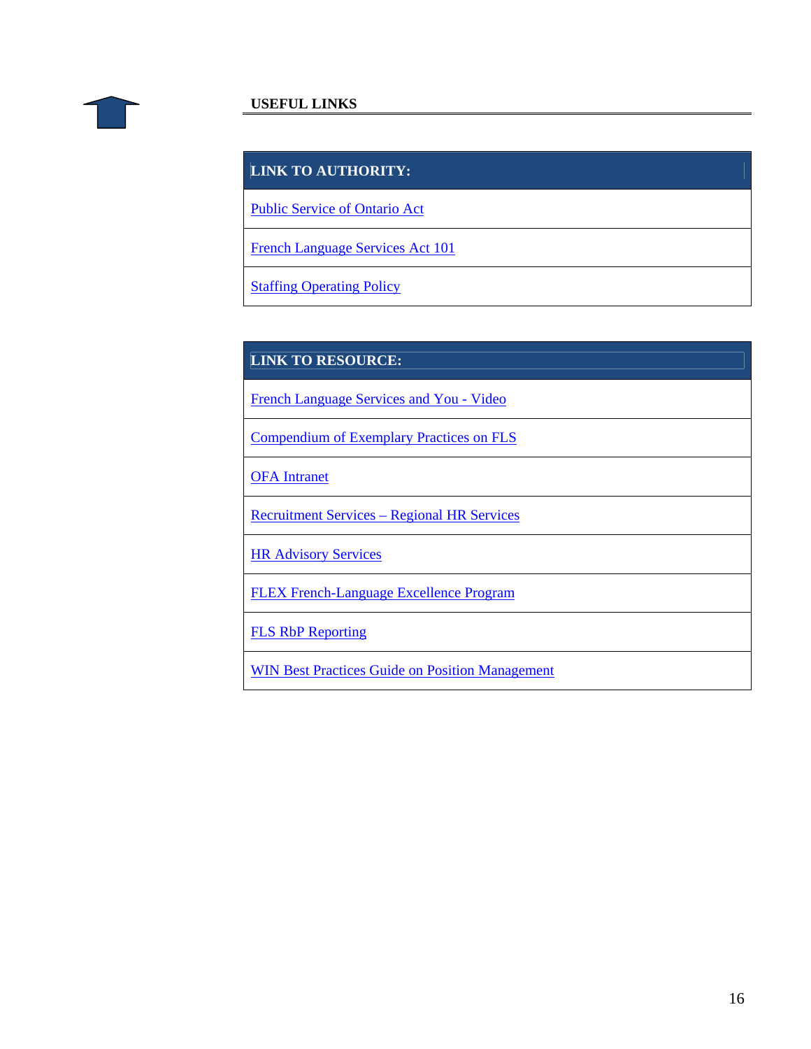## USEFUL LINKS

| LINK TO AUTHORITY: |
| --- |
| Public Service of Ontario Act |
| French Language Services Act 101 |
| Staffing Operating Policy |

| LINK TO RESOURCE: |
| --- |
| French Language Services and You - Video |
| Compendium of Exemplary Practices on FLS |
| OFA Intranet |
| Recruitment Services – Regional HR Services |
| HR Advisory Services |
| FLEX French-Language Excellence Program |
| FLS RbP Reporting |
| WIN Best Practices Guide on Position Management |